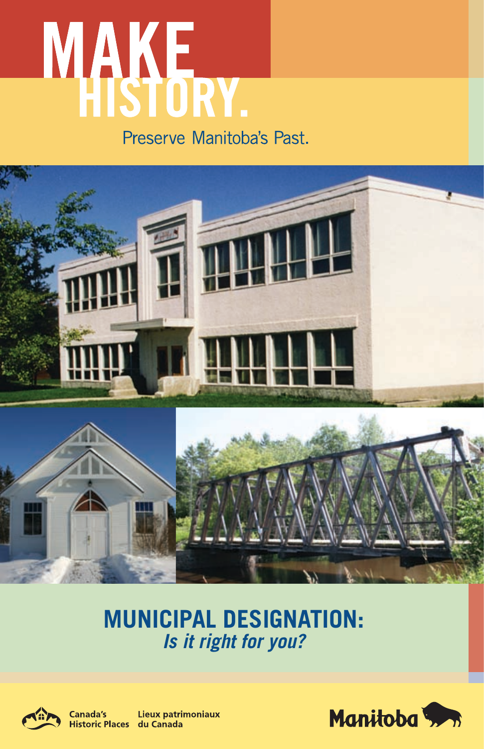# MAKE HISTORY.

Preserve Manitoba's Past.

## MUNICIPAL DESIGNATION:
***Is it right for you?***

Canada's Historic Places | Lieux patrimoniaux du Canada

Manitoba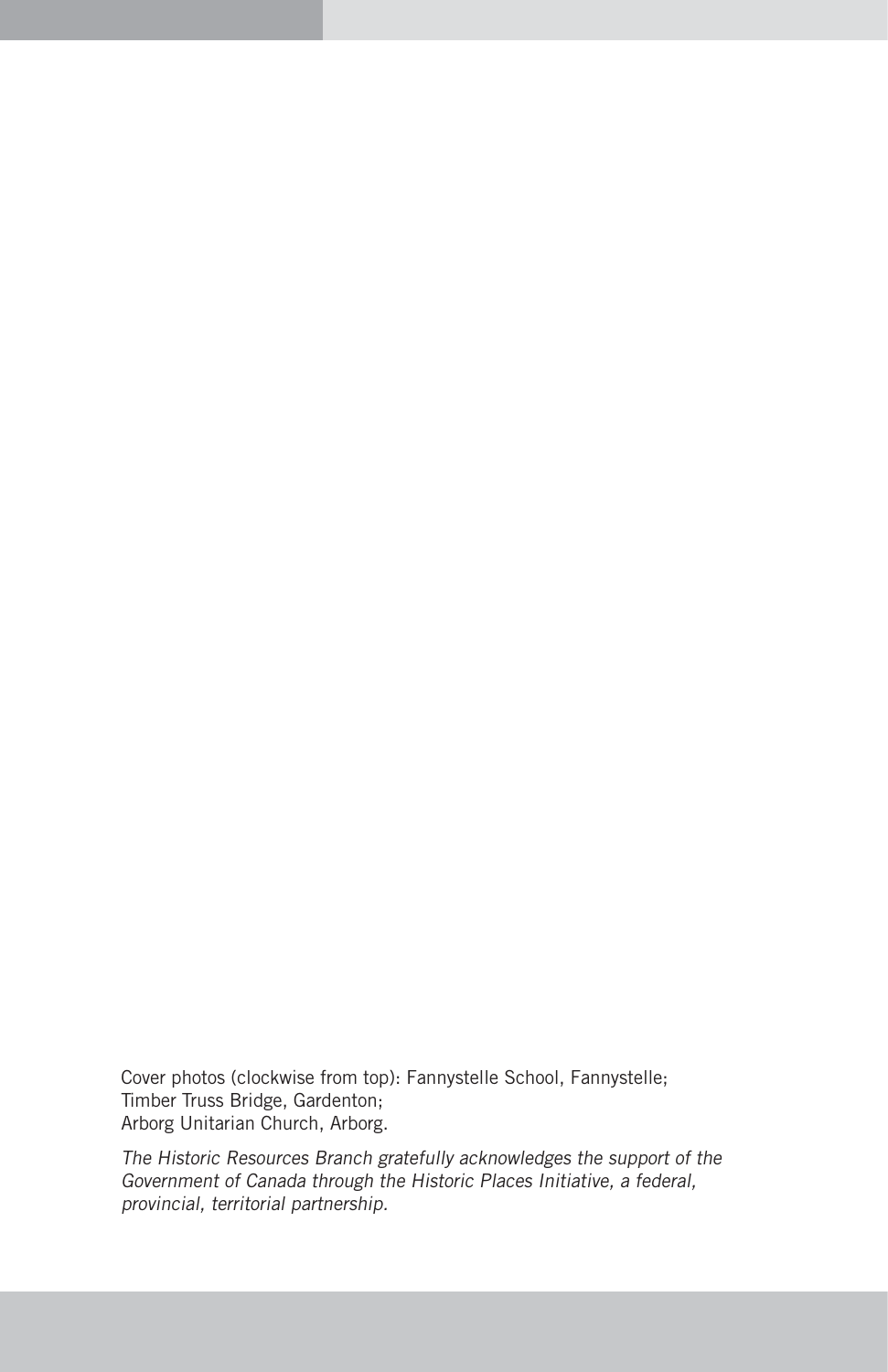Cover photos (clockwise from top): Fannystelle School, Fannystelle;
Timber Truss Bridge, Gardenton;
Arborg Unitarian Church, Arborg.

*The Historic Resources Branch gratefully acknowledges the support of the Government of Canada through the Historic Places Initiative, a federal, provincial, territorial partnership.*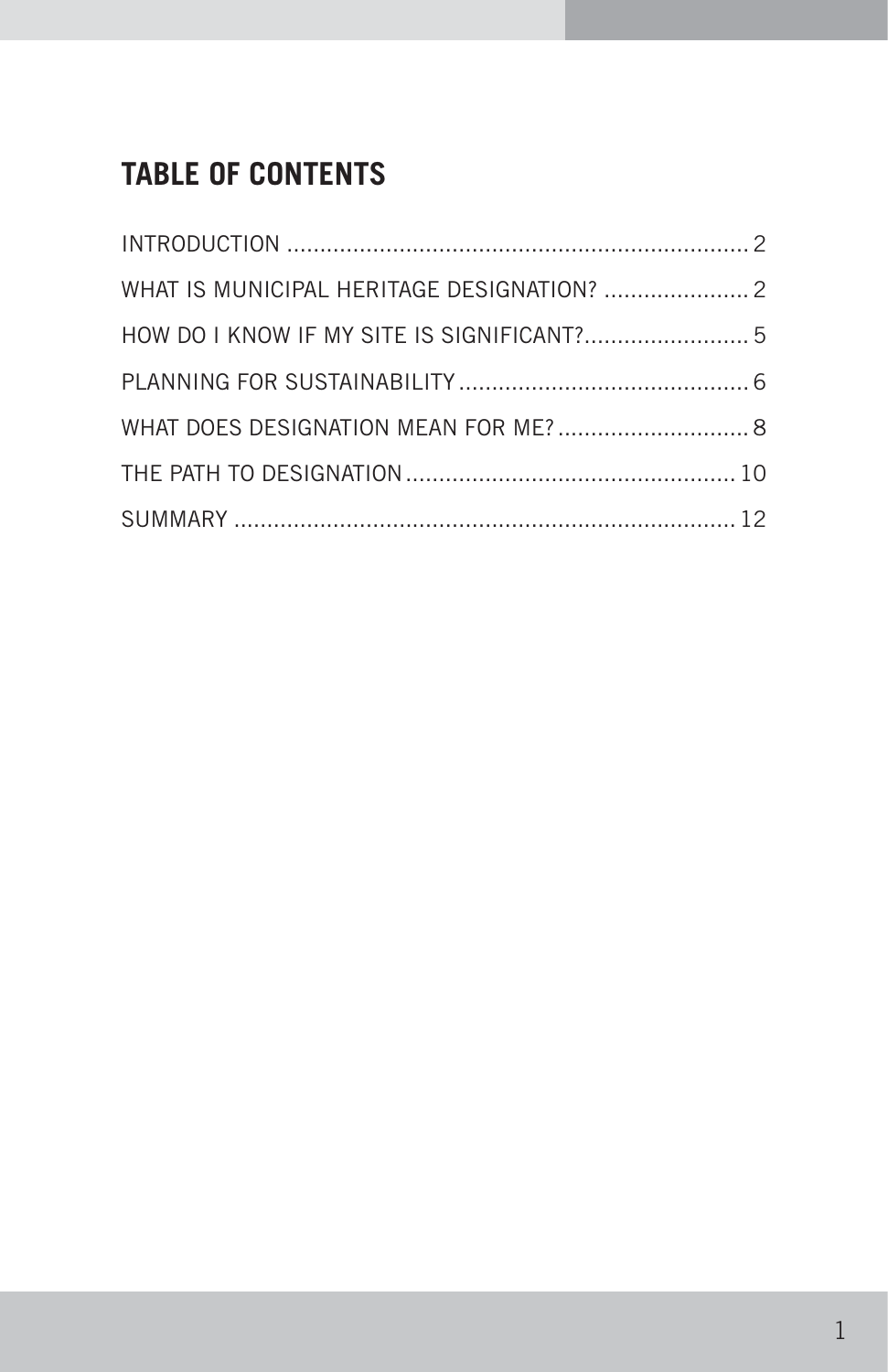## TABLE OF CONTENTS

INTRODUCTION ..................................................................... 2

WHAT IS MUNICIPAL HERITAGE DESIGNATION? ...................... 2

HOW DO I KNOW IF MY SITE IS SIGNIFICANT?......................... 5

PLANNING FOR SUSTAINABILITY ............................................ 6

WHAT DOES DESIGNATION MEAN FOR ME? ............................. 8

THE PATH TO DESIGNATION .................................................. 10

SUMMARY ........................................................................... 12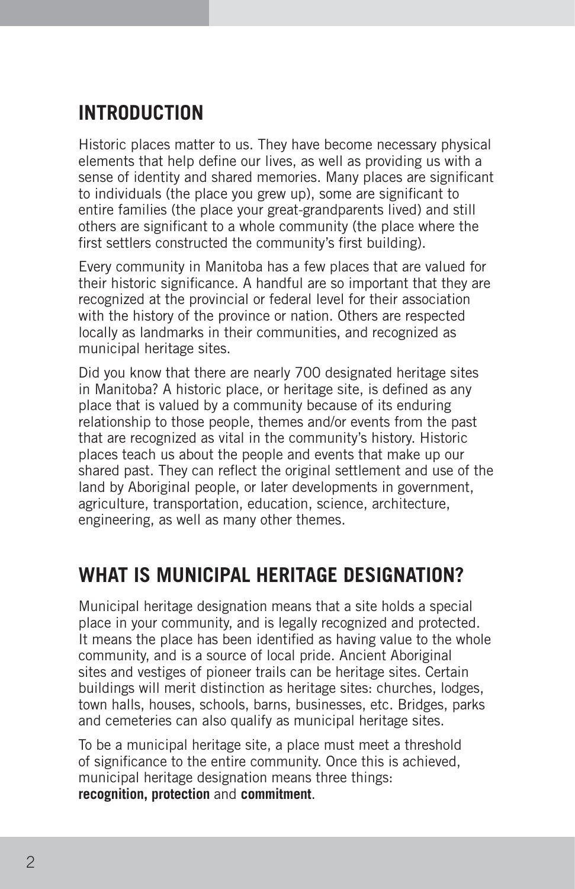## INTRODUCTION

Historic places matter to us. They have become necessary physical elements that help define our lives, as well as providing us with a sense of identity and shared memories. Many places are significant to individuals (the place you grew up), some are significant to entire families (the place your great-grandparents lived) and still others are significant to a whole community (the place where the first settlers constructed the community's first building).

Every community in Manitoba has a few places that are valued for their historic significance. A handful are so important that they are recognized at the provincial or federal level for their association with the history of the province or nation. Others are respected locally as landmarks in their communities, and recognized as municipal heritage sites.

Did you know that there are nearly 700 designated heritage sites in Manitoba? A historic place, or heritage site, is defined as any place that is valued by a community because of its enduring relationship to those people, themes and/or events from the past that are recognized as vital in the community's history. Historic places teach us about the people and events that make up our shared past. They can reflect the original settlement and use of the land by Aboriginal people, or later developments in government, agriculture, transportation, education, science, architecture, engineering, as well as many other themes.

## WHAT IS MUNICIPAL HERITAGE DESIGNATION?

Municipal heritage designation means that a site holds a special place in your community, and is legally recognized and protected. It means the place has been identified as having value to the whole community, and is a source of local pride. Ancient Aboriginal sites and vestiges of pioneer trails can be heritage sites. Certain buildings will merit distinction as heritage sites: churches, lodges, town halls, houses, schools, barns, businesses, etc. Bridges, parks and cemeteries can also qualify as municipal heritage sites.

To be a municipal heritage site, a place must meet a threshold of significance to the entire community. Once this is achieved, municipal heritage designation means three things: **recognition, protection** and **commitment**.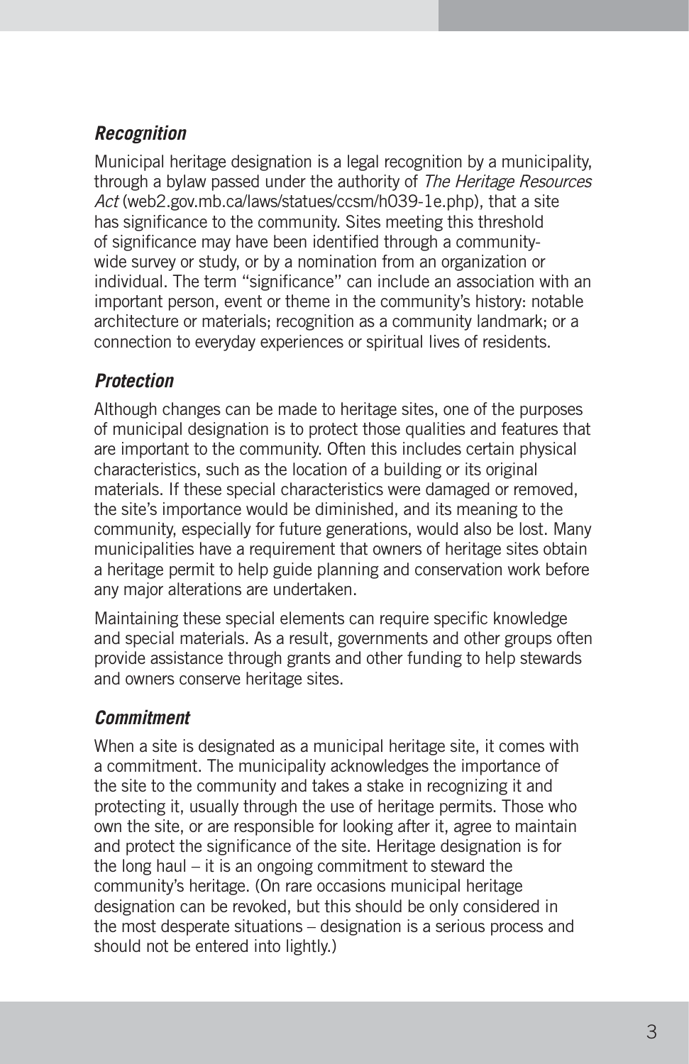### *Recognition*

Municipal heritage designation is a legal recognition by a municipality, through a bylaw passed under the authority of *The Heritage Resources Act* (web2.gov.mb.ca/laws/statues/ccsm/h039-1e.php), that a site has significance to the community. Sites meeting this threshold of significance may have been identified through a community-wide survey or study, or by a nomination from an organization or individual. The term "significance" can include an association with an important person, event or theme in the community's history: notable architecture or materials; recognition as a community landmark; or a connection to everyday experiences or spiritual lives of residents.

### *Protection*

Although changes can be made to heritage sites, one of the purposes of municipal designation is to protect those qualities and features that are important to the community. Often this includes certain physical characteristics, such as the location of a building or its original materials. If these special characteristics were damaged or removed, the site's importance would be diminished, and its meaning to the community, especially for future generations, would also be lost. Many municipalities have a requirement that owners of heritage sites obtain a heritage permit to help guide planning and conservation work before any major alterations are undertaken.

Maintaining these special elements can require specific knowledge and special materials. As a result, governments and other groups often provide assistance through grants and other funding to help stewards and owners conserve heritage sites.

### *Commitment*

When a site is designated as a municipal heritage site, it comes with a commitment. The municipality acknowledges the importance of the site to the community and takes a stake in recognizing it and protecting it, usually through the use of heritage permits. Those who own the site, or are responsible for looking after it, agree to maintain and protect the significance of the site. Heritage designation is for the long haul – it is an ongoing commitment to steward the community's heritage. (On rare occasions municipal heritage designation can be revoked, but this should be only considered in the most desperate situations – designation is a serious process and should not be entered into lightly.)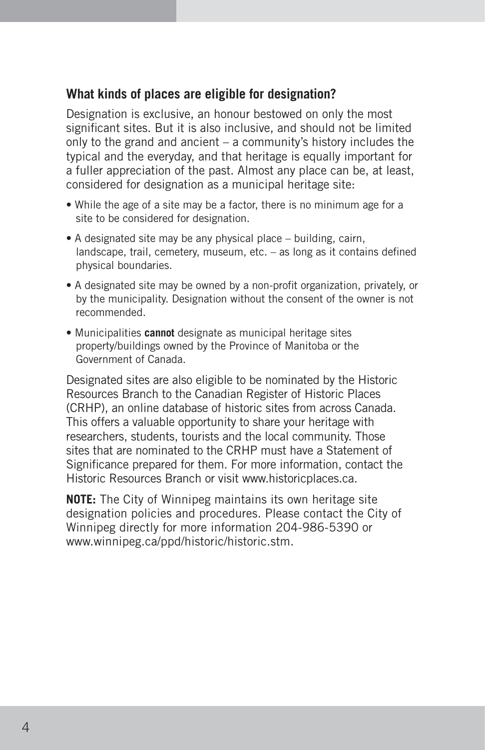### What kinds of places are eligible for designation?

Designation is exclusive, an honour bestowed on only the most significant sites. But it is also inclusive, and should not be limited only to the grand and ancient – a community's history includes the typical and the everyday, and that heritage is equally important for a fuller appreciation of the past. Almost any place can be, at least, considered for designation as a municipal heritage site:

- While the age of a site may be a factor, there is no minimum age for a site to be considered for designation.
- A designated site may be any physical place – building, cairn, landscape, trail, cemetery, museum, etc. – as long as it contains defined physical boundaries.
- A designated site may be owned by a non-profit organization, privately, or by the municipality. Designation without the consent of the owner is not recommended.
- Municipalities **cannot** designate as municipal heritage sites property/buildings owned by the Province of Manitoba or the Government of Canada.

Designated sites are also eligible to be nominated by the Historic Resources Branch to the Canadian Register of Historic Places (CRHP), an online database of historic sites from across Canada. This offers a valuable opportunity to share your heritage with researchers, students, tourists and the local community. Those sites that are nominated to the CRHP must have a Statement of Significance prepared for them. For more information, contact the Historic Resources Branch or visit www.historicplaces.ca.

**NOTE:** The City of Winnipeg maintains its own heritage site designation policies and procedures. Please contact the City of Winnipeg directly for more information 204-986-5390 or www.winnipeg.ca/ppd/historic/historic.stm.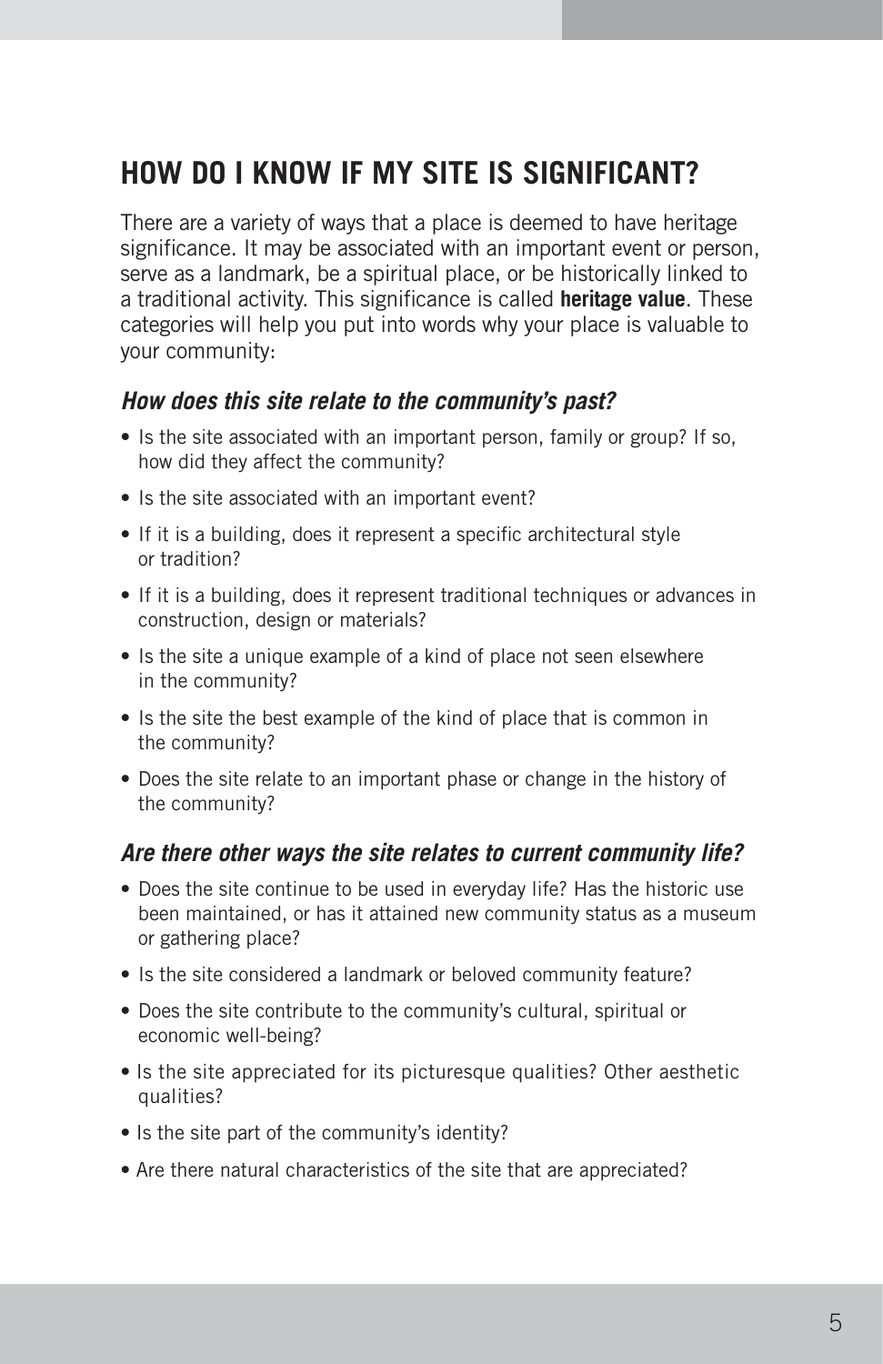## HOW DO I KNOW IF MY SITE IS SIGNIFICANT?

There are a variety of ways that a place is deemed to have heritage significance. It may be associated with an important event or person, serve as a landmark, be a spiritual place, or be historically linked to a traditional activity. This significance is called **heritage value**. These categories will help you put into words why your place is valuable to your community:

### *How does this site relate to the community's past?*

- Is the site associated with an important person, family or group? If so, how did they affect the community?
- Is the site associated with an important event?
- If it is a building, does it represent a specific architectural style or tradition?
- If it is a building, does it represent traditional techniques or advances in construction, design or materials?
- Is the site a unique example of a kind of place not seen elsewhere in the community?
- Is the site the best example of the kind of place that is common in the community?
- Does the site relate to an important phase or change in the history of the community?

### *Are there other ways the site relates to current community life?*

- Does the site continue to be used in everyday life? Has the historic use been maintained, or has it attained new community status as a museum or gathering place?
- Is the site considered a landmark or beloved community feature?
- Does the site contribute to the community's cultural, spiritual or economic well-being?
- Is the site appreciated for its picturesque qualities? Other aesthetic qualities?
- Is the site part of the community's identity?
- Are there natural characteristics of the site that are appreciated?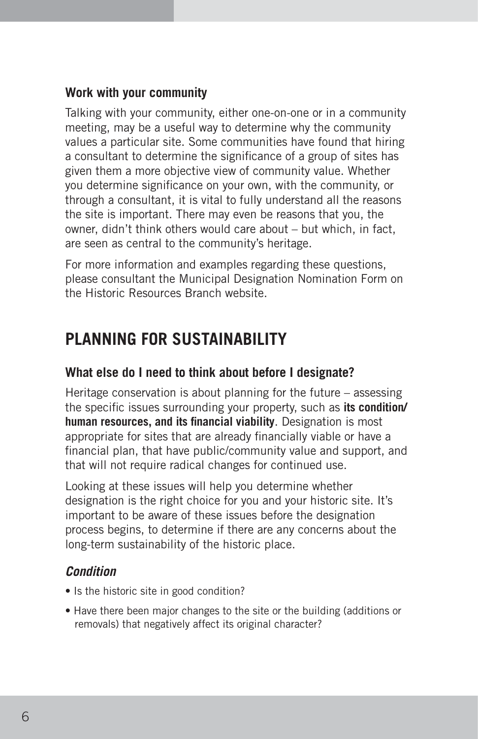### Work with your community

Talking with your community, either one-on-one or in a community meeting, may be a useful way to determine why the community values a particular site. Some communities have found that hiring a consultant to determine the significance of a group of sites has given them a more objective view of community value. Whether you determine significance on your own, with the community, or through a consultant, it is vital to fully understand all the reasons the site is important. There may even be reasons that you, the owner, didn't think others would care about – but which, in fact, are seen as central to the community's heritage.

For more information and examples regarding these questions, please consultant the Municipal Designation Nomination Form on the Historic Resources Branch website.

## PLANNING FOR SUSTAINABILITY

### What else do I need to think about before I designate?

Heritage conservation is about planning for the future – assessing the specific issues surrounding your property, such as **its condition/ human resources, and its financial viability**. Designation is most appropriate for sites that are already financially viable or have a financial plan, that have public/community value and support, and that will not require radical changes for continued use.

Looking at these issues will help you determine whether designation is the right choice for you and your historic site. It's important to be aware of these issues before the designation process begins, to determine if there are any concerns about the long-term sustainability of the historic place.

### *Condition*

- Is the historic site in good condition?
- Have there been major changes to the site or the building (additions or removals) that negatively affect its original character?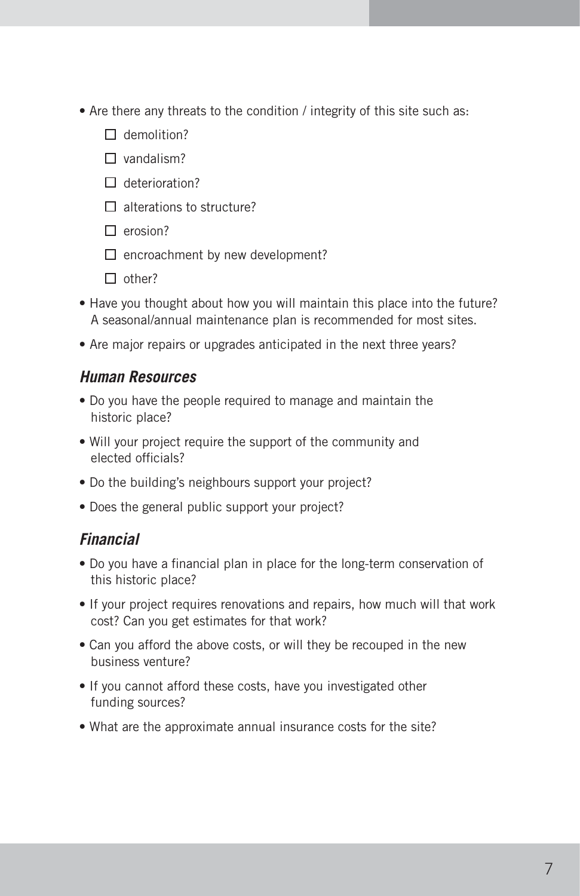- Are there any threats to the condition / integrity of this site such as:
  - [ ] demolition?
  - [ ] vandalism?
  - [ ] deterioration?
  - [ ] alterations to structure?
  - [ ] erosion?
  - [ ] encroachment by new development?
  - [ ] other?
- Have you thought about how you will maintain this place into the future? A seasonal/annual maintenance plan is recommended for most sites.
- Are major repairs or upgrades anticipated in the next three years?

### *Human Resources*

- Do you have the people required to manage and maintain the historic place?
- Will your project require the support of the community and elected officials?
- Do the building's neighbours support your project?
- Does the general public support your project?

### *Financial*

- Do you have a financial plan in place for the long-term conservation of this historic place?
- If your project requires renovations and repairs, how much will that work cost? Can you get estimates for that work?
- Can you afford the above costs, or will they be recouped in the new business venture?
- If you cannot afford these costs, have you investigated other funding sources?
- What are the approximate annual insurance costs for the site?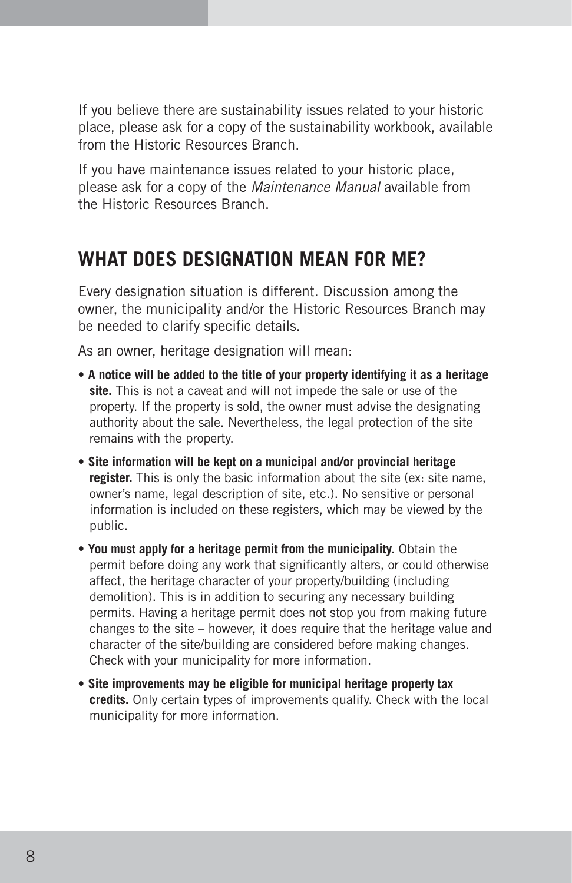If you believe there are sustainability issues related to your historic place, please ask for a copy of the sustainability workbook, available from the Historic Resources Branch.

If you have maintenance issues related to your historic place, please ask for a copy of the *Maintenance Manual* available from the Historic Resources Branch.

## WHAT DOES DESIGNATION MEAN FOR ME?

Every designation situation is different. Discussion among the owner, the municipality and/or the Historic Resources Branch may be needed to clarify specific details.

As an owner, heritage designation will mean:

- **A notice will be added to the title of your property identifying it as a heritage site.** This is not a caveat and will not impede the sale or use of the property. If the property is sold, the owner must advise the designating authority about the sale. Nevertheless, the legal protection of the site remains with the property.
- **Site information will be kept on a municipal and/or provincial heritage register.** This is only the basic information about the site (ex: site name, owner's name, legal description of site, etc.). No sensitive or personal information is included on these registers, which may be viewed by the public.
- **You must apply for a heritage permit from the municipality.** Obtain the permit before doing any work that significantly alters, or could otherwise affect, the heritage character of your property/building (including demolition). This is in addition to securing any necessary building permits. Having a heritage permit does not stop you from making future changes to the site – however, it does require that the heritage value and character of the site/building are considered before making changes. Check with your municipality for more information.
- **Site improvements may be eligible for municipal heritage property tax credits.** Only certain types of improvements qualify. Check with the local municipality for more information.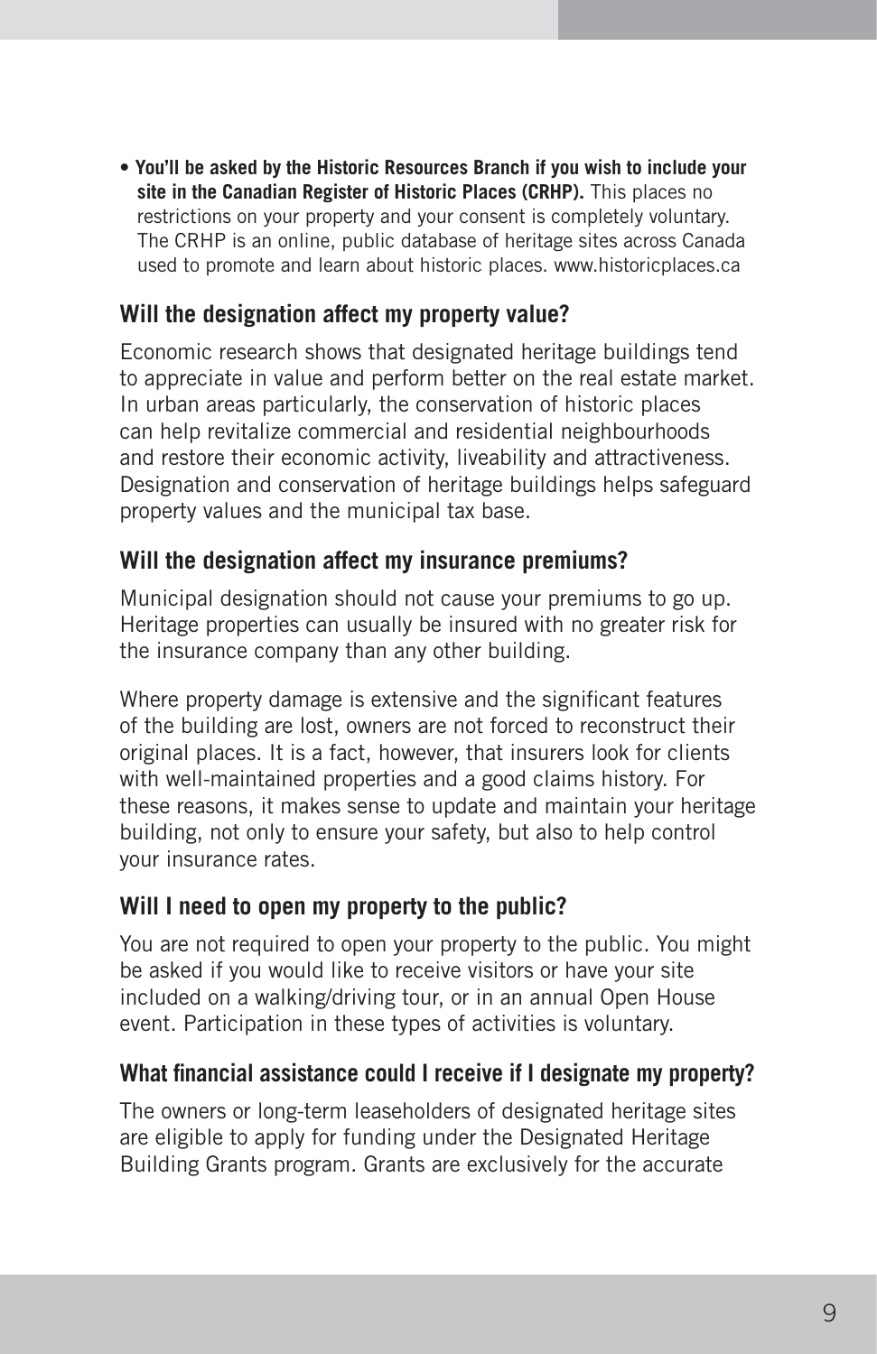- **You'll be asked by the Historic Resources Branch if you wish to include your site in the Canadian Register of Historic Places (CRHP).** This places no restrictions on your property and your consent is completely voluntary. The CRHP is an online, public database of heritage sites across Canada used to promote and learn about historic places. www.historicplaces.ca

### Will the designation affect my property value?

Economic research shows that designated heritage buildings tend to appreciate in value and perform better on the real estate market. In urban areas particularly, the conservation of historic places can help revitalize commercial and residential neighbourhoods and restore their economic activity, liveability and attractiveness. Designation and conservation of heritage buildings helps safeguard property values and the municipal tax base.

### Will the designation affect my insurance premiums?

Municipal designation should not cause your premiums to go up. Heritage properties can usually be insured with no greater risk for the insurance company than any other building.

Where property damage is extensive and the significant features of the building are lost, owners are not forced to reconstruct their original places. It is a fact, however, that insurers look for clients with well-maintained properties and a good claims history. For these reasons, it makes sense to update and maintain your heritage building, not only to ensure your safety, but also to help control your insurance rates.

### Will I need to open my property to the public?

You are not required to open your property to the public. You might be asked if you would like to receive visitors or have your site included on a walking/driving tour, or in an annual Open House event. Participation in these types of activities is voluntary.

### What financial assistance could I receive if I designate my property?

The owners or long-term leaseholders of designated heritage sites are eligible to apply for funding under the Designated Heritage Building Grants program. Grants are exclusively for the accurate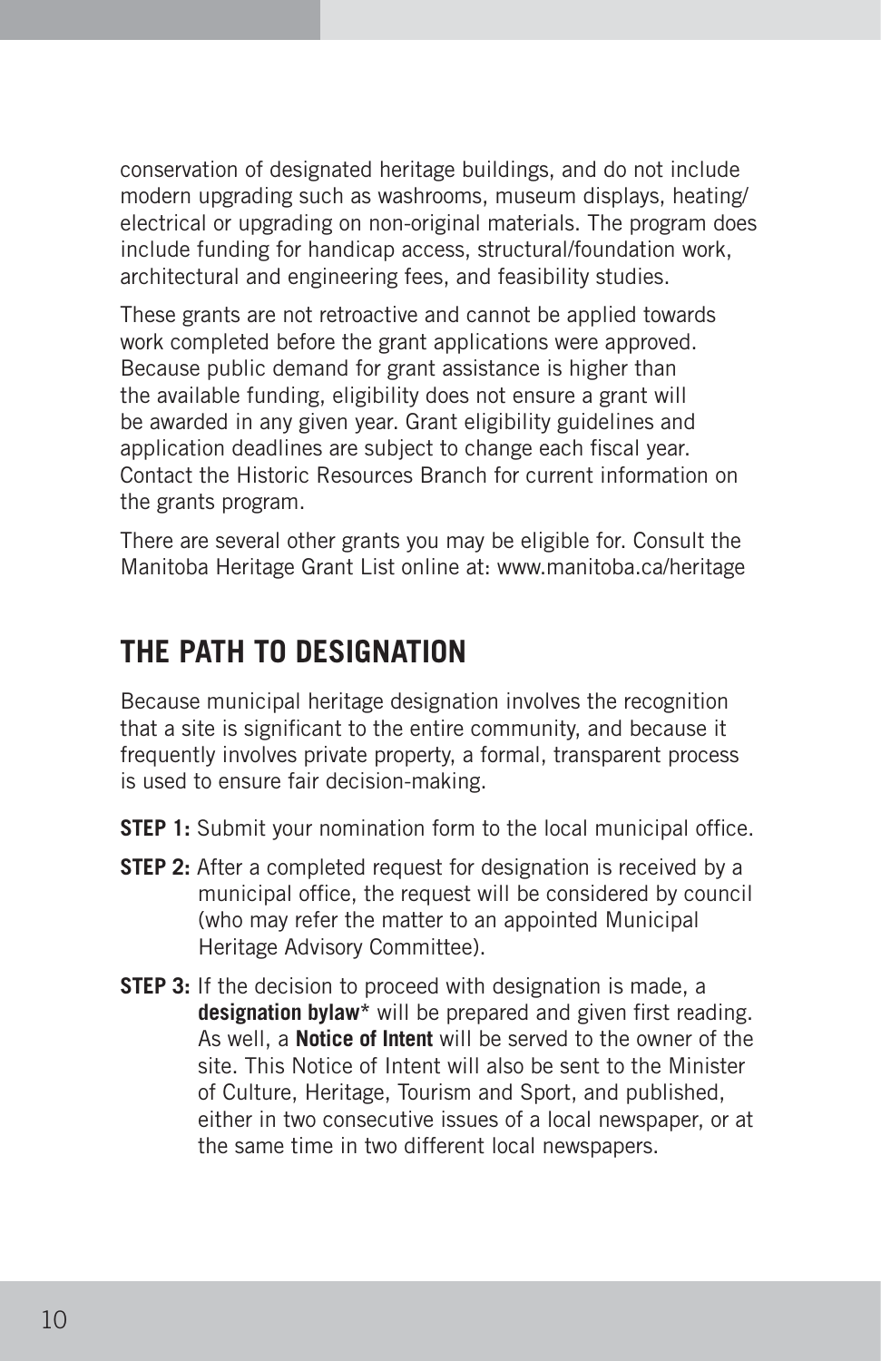conservation of designated heritage buildings, and do not include modern upgrading such as washrooms, museum displays, heating/electrical or upgrading on non-original materials. The program does include funding for handicap access, structural/foundation work, architectural and engineering fees, and feasibility studies.

These grants are not retroactive and cannot be applied towards work completed before the grant applications were approved. Because public demand for grant assistance is higher than the available funding, eligibility does not ensure a grant will be awarded in any given year. Grant eligibility guidelines and application deadlines are subject to change each fiscal year. Contact the Historic Resources Branch for current information on the grants program.

There are several other grants you may be eligible for. Consult the Manitoba Heritage Grant List online at: www.manitoba.ca/heritage

## THE PATH TO DESIGNATION

Because municipal heritage designation involves the recognition that a site is significant to the entire community, and because it frequently involves private property, a formal, transparent process is used to ensure fair decision-making.

**STEP 1:** Submit your nomination form to the local municipal office.

**STEP 2:** After a completed request for designation is received by a municipal office, the request will be considered by council (who may refer the matter to an appointed Municipal Heritage Advisory Committee).

**STEP 3:** If the decision to proceed with designation is made, a **designation bylaw*** will be prepared and given first reading. As well, a **Notice of Intent** will be served to the owner of the site. This Notice of Intent will also be sent to the Minister of Culture, Heritage, Tourism and Sport, and published, either in two consecutive issues of a local newspaper, or at the same time in two different local newspapers.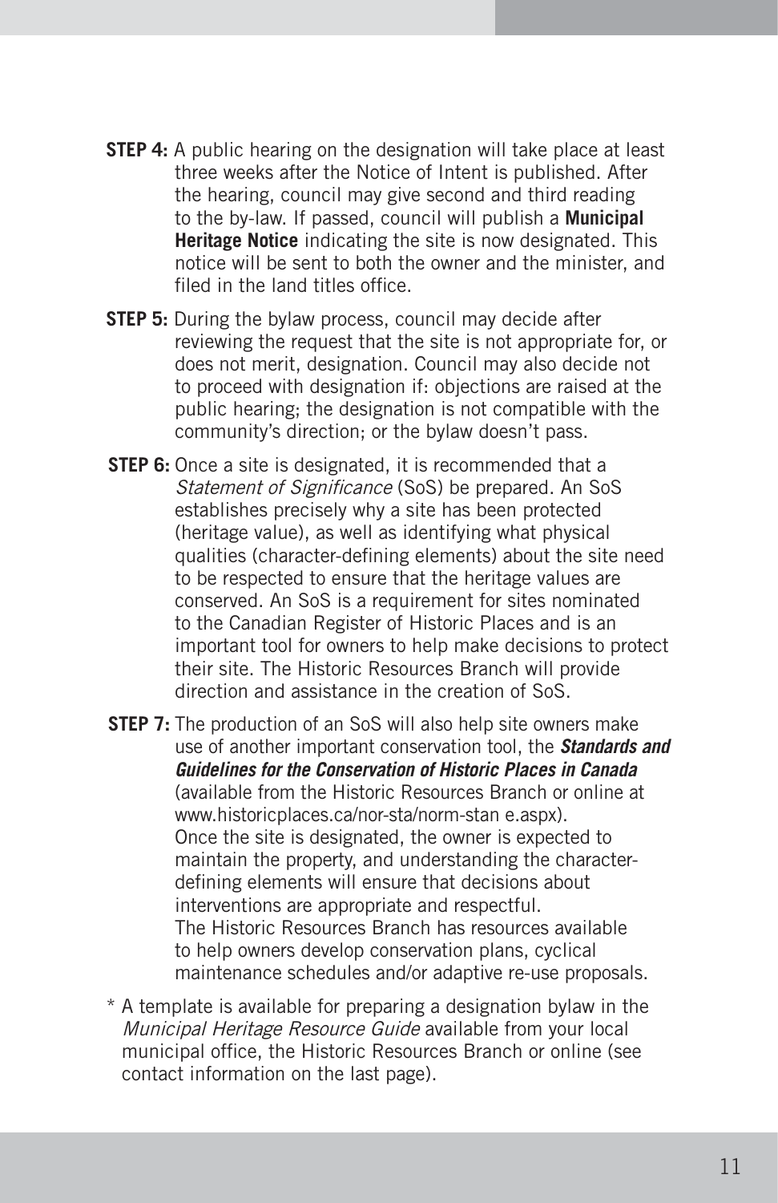**STEP 4:** A public hearing on the designation will take place at least three weeks after the Notice of Intent is published. After the hearing, council may give second and third reading to the by-law. If passed, council will publish a **Municipal Heritage Notice** indicating the site is now designated. This notice will be sent to both the owner and the minister, and filed in the land titles office.

**STEP 5:** During the bylaw process, council may decide after reviewing the request that the site is not appropriate for, or does not merit, designation. Council may also decide not to proceed with designation if: objections are raised at the public hearing; the designation is not compatible with the community's direction; or the bylaw doesn't pass.

**STEP 6:** Once a site is designated, it is recommended that a *Statement of Significance* (SoS) be prepared. An SoS establishes precisely why a site has been protected (heritage value), as well as identifying what physical qualities (character-defining elements) about the site need to be respected to ensure that the heritage values are conserved. An SoS is a requirement for sites nominated to the Canadian Register of Historic Places and is an important tool for owners to help make decisions to protect their site. The Historic Resources Branch will provide direction and assistance in the creation of SoS.

**STEP 7:** The production of an SoS will also help site owners make use of another important conservation tool, the ***Standards and Guidelines for the Conservation of Historic Places in Canada*** (available from the Historic Resources Branch or online at www.historicplaces.ca/nor-sta/norm-stan e.aspx). Once the site is designated, the owner is expected to maintain the property, and understanding the character-defining elements will ensure that decisions about interventions are appropriate and respectful. The Historic Resources Branch has resources available to help owners develop conservation plans, cyclical maintenance schedules and/or adaptive re-use proposals.

* A template is available for preparing a designation bylaw in the *Municipal Heritage Resource Guide* available from your local municipal office, the Historic Resources Branch or online (see contact information on the last page).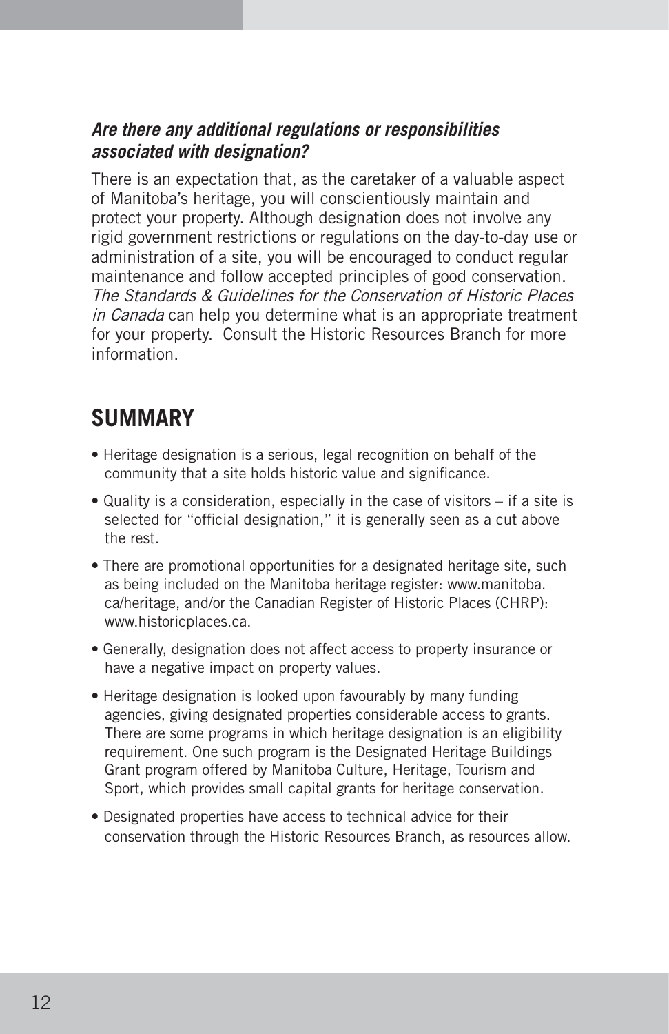### *Are there any additional regulations or responsibilities associated with designation?*

There is an expectation that, as the caretaker of a valuable aspect of Manitoba's heritage, you will conscientiously maintain and protect your property. Although designation does not involve any rigid government restrictions or regulations on the day-to-day use or administration of a site, you will be encouraged to conduct regular maintenance and follow accepted principles of good conservation. *The Standards & Guidelines for the Conservation of Historic Places in Canada* can help you determine what is an appropriate treatment for your property. Consult the Historic Resources Branch for more information.

## SUMMARY

- Heritage designation is a serious, legal recognition on behalf of the community that a site holds historic value and significance.
- Quality is a consideration, especially in the case of visitors – if a site is selected for "official designation," it is generally seen as a cut above the rest.
- There are promotional opportunities for a designated heritage site, such as being included on the Manitoba heritage register: www.manitoba.ca/heritage, and/or the Canadian Register of Historic Places (CHRP): www.historicplaces.ca.
- Generally, designation does not affect access to property insurance or have a negative impact on property values.
- Heritage designation is looked upon favourably by many funding agencies, giving designated properties considerable access to grants. There are some programs in which heritage designation is an eligibility requirement. One such program is the Designated Heritage Buildings Grant program offered by Manitoba Culture, Heritage, Tourism and Sport, which provides small capital grants for heritage conservation.
- Designated properties have access to technical advice for their conservation through the Historic Resources Branch, as resources allow.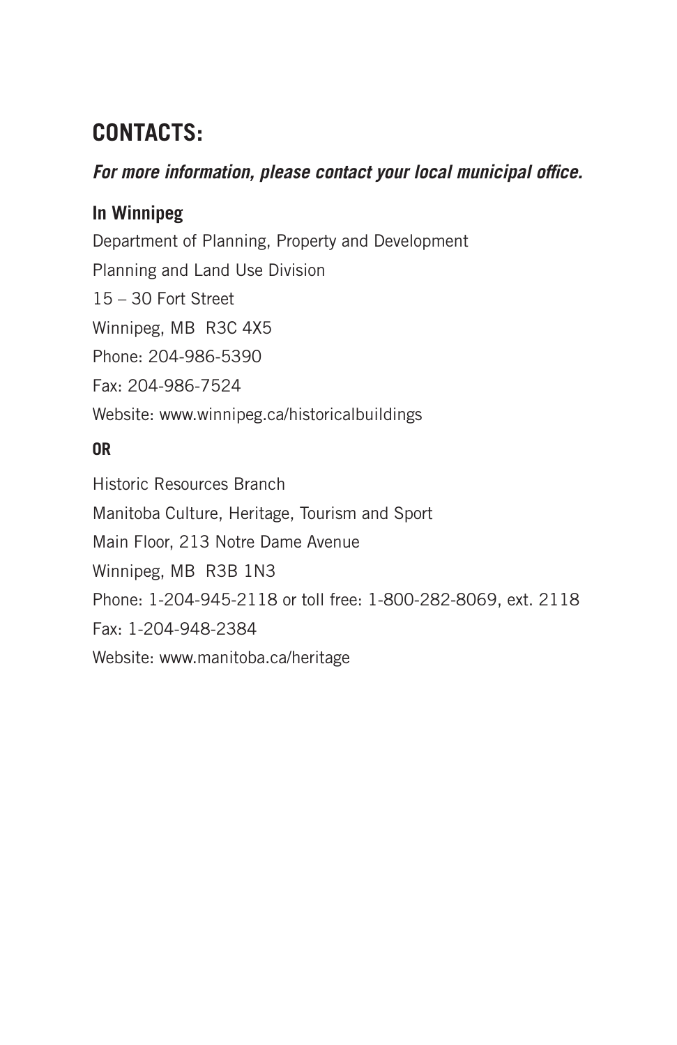## CONTACTS:

***For more information, please contact your local municipal office.***

**In Winnipeg**

Department of Planning, Property and Development

Planning and Land Use Division

15 – 30 Fort Street

Winnipeg, MB R3C 4X5

Phone: 204-986-5390

Fax: 204-986-7524

Website: www.winnipeg.ca/historicalbuildings

**OR**

Historic Resources Branch

Manitoba Culture, Heritage, Tourism and Sport

Main Floor, 213 Notre Dame Avenue

Winnipeg, MB R3B 1N3

Phone: 1-204-945-2118 or toll free: 1-800-282-8069, ext. 2118

Fax: 1-204-948-2384

Website: www.manitoba.ca/heritage